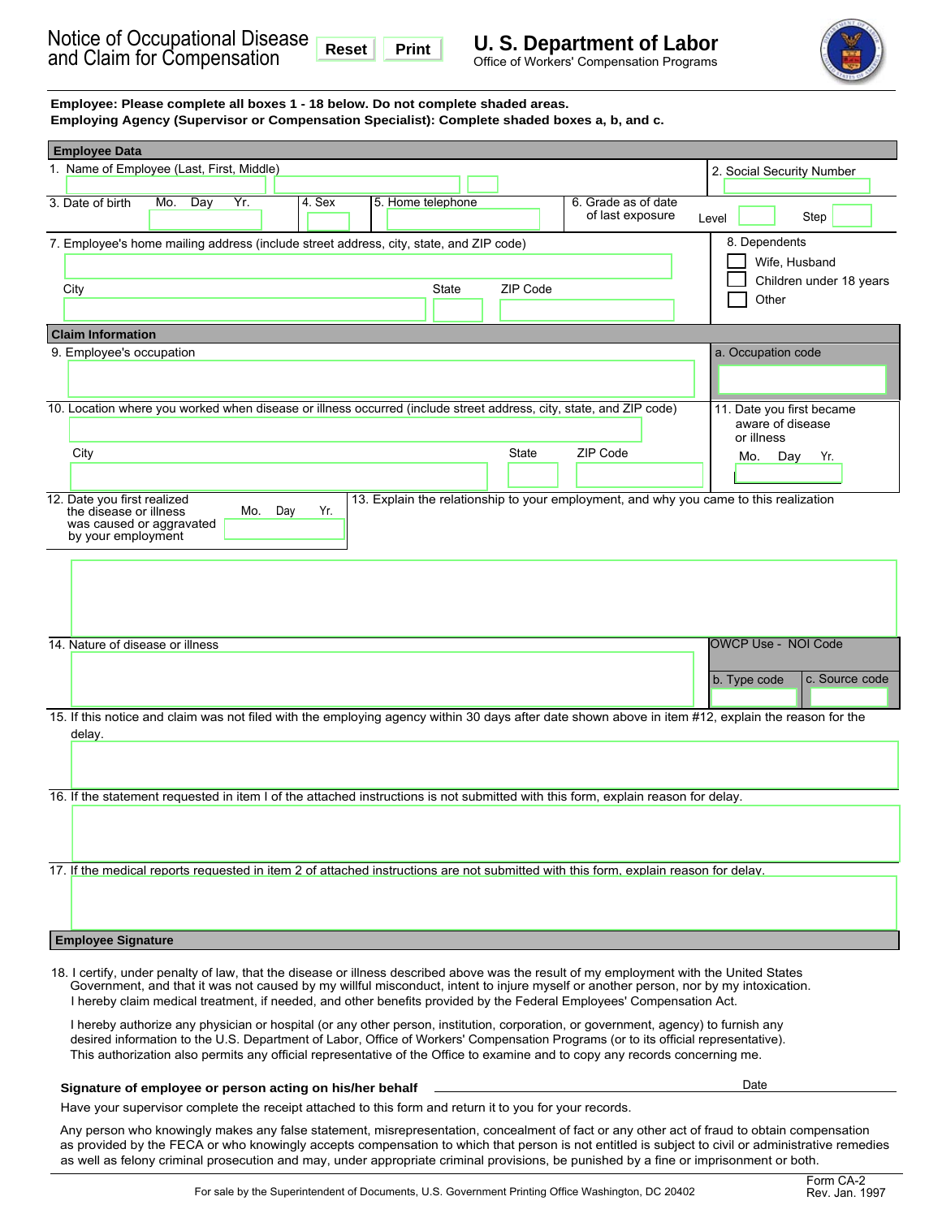# Notice of Occupational Disease and Claim for Compensation

Reset Print

**U. S. Department of Labor**
Office of Workers' Compensation Programs

**Employee: Please complete all boxes 1 - 18 below. Do not complete shaded areas.**
**Employing Agency (Supervisor or Compensation Specialist): Complete shaded boxes a, b, and c.**

## Employee Data

1. Name of Employee (Last, First, Middle)

2. Social Security Number

3. Date of birth Mo. Day Yr.

4. Sex

5. Home telephone

6. Grade as of date of last exposure Level Step

7. Employee's home mailing address (include street address, city, state, and ZIP code)

City State ZIP Code

8. Dependents
- ☐ Wife, Husband
- ☐ Children under 18 years
- ☐ Other

## Claim Information

9. Employee's occupation

a. Occupation code

10. Location where you worked when disease or illness occurred (include street address, city, state, and ZIP code)

City State ZIP Code

11. Date you first became aware of disease or illness Mo. Day Yr.

12. Date you first realized the disease or illness was caused or aggravated by your employment Mo. Day Yr.

13. Explain the relationship to your employment, and why you came to this realization

14. Nature of disease or illness

OWCP Use - NOI Code

b. Type code c. Source code

15. If this notice and claim was not filed with the employing agency within 30 days after date shown above in item #12, explain the reason for the delay.

16. If the statement requested in item I of the attached instructions is not submitted with this form, explain reason for delay.

17. If the medical reports requested in item 2 of attached instructions are not submitted with this form, explain reason for delay.

## Employee Signature

18. I certify, under penalty of law, that the disease or illness described above was the result of my employment with the United States Government, and that it was not caused by my willful misconduct, intent to injure myself or another person, nor by my intoxication. I hereby claim medical treatment, if needed, and other benefits provided by the Federal Employees' Compensation Act.

I hereby authorize any physician or hospital (or any other person, institution, corporation, or government, agency) to furnish any desired information to the U.S. Department of Labor, Office of Workers' Compensation Programs (or to its official representative). This authorization also permits any official representative of the Office to examine and to copy any records concerning me.

**Signature of employee or person acting on his/her behalf** _______________ Date

Have your supervisor complete the receipt attached to this form and return it to you for your records.

Any person who knowingly makes any false statement, misrepresentation, concealment of fact or any other act of fraud to obtain compensation as provided by the FECA or who knowingly accepts compensation to which that person is not entitled is subject to civil or administrative remedies as well as felony criminal prosecution and may, under appropriate criminal provisions, be punished by a fine or imprisonment or both.

For sale by the Superintendent of Documents, U.S. Government Printing Office Washington, DC 20402

Form CA-2
Rev. Jan. 1997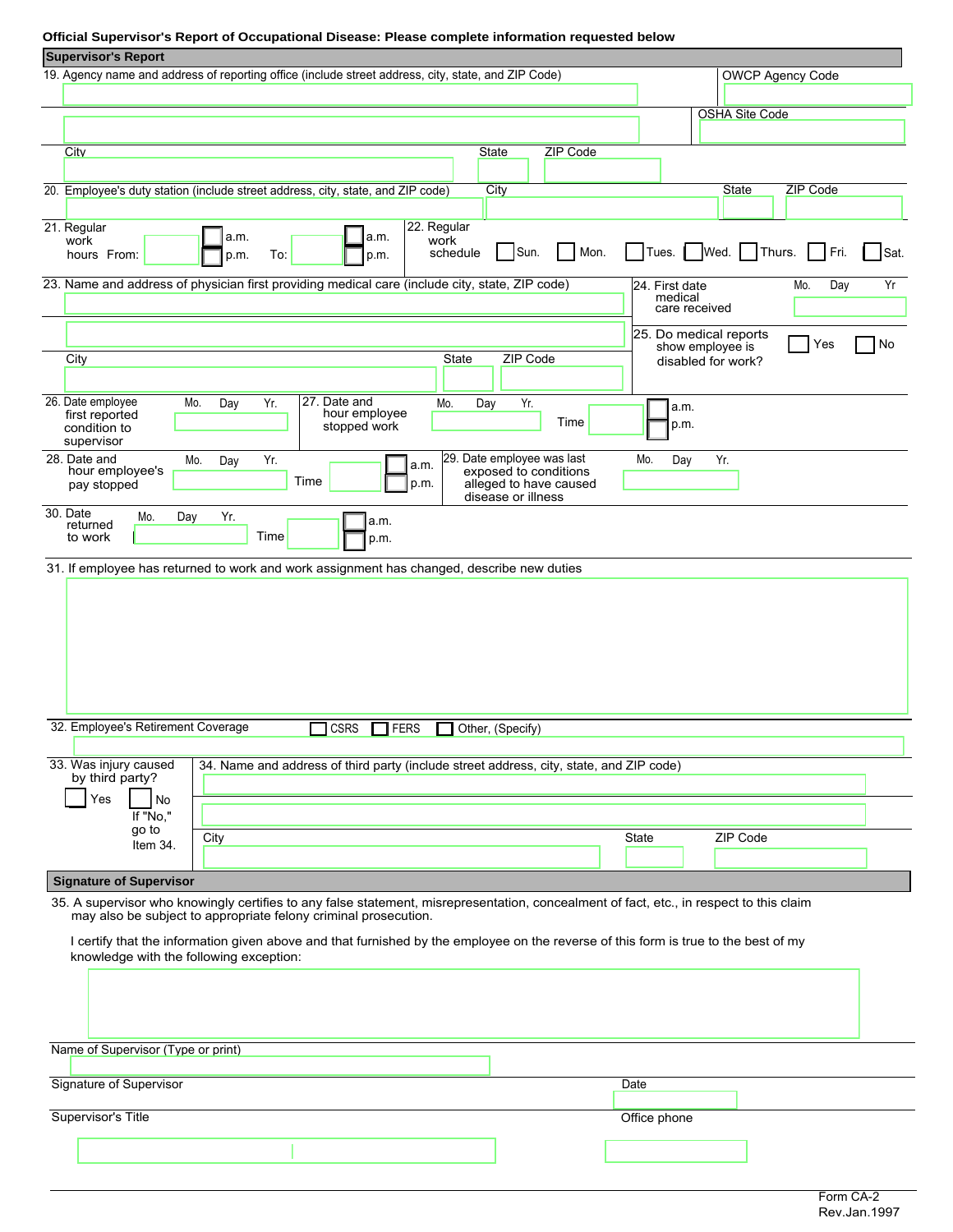**Official Supervisor's Report of Occupational Disease: Please complete information requested below**

## Supervisor's Report

19. Agency name and address of reporting office (include street address, city, state, and ZIP Code)

OWCP Agency Code

OSHA Site Code

City | State | ZIP Code

20. Employee's duty station (include street address, city, state, and ZIP code)

City | State | ZIP Code

21. Regular work hours From: ☐ a.m. ☐ p.m. To: ☐ a.m. ☐ p.m.

22. Regular work schedule ☐ Sun. ☐ Mon. ☐ Tues. ☐ Wed. ☐ Thurs. ☐ Fri. ☐ Sat.

23. Name and address of physician first providing medical care (include city, state, ZIP code)

City | State | ZIP Code

24. First date medical care received Mo. Day Yr

25. Do medical reports show employee is disabled for work? ☐ Yes ☐ No

26. Date employee first reported condition to supervisor Mo. Day Yr.

27. Date and hour employee stopped work Mo. Day Yr. Time ☐ a.m. ☐ p.m.

28. Date and hour employee's pay stopped Mo. Day Yr. Time ☐ a.m. ☐ p.m.

29. Date employee was last exposed to conditions alleged to have caused disease or illness Mo. Day Yr.

30. Date returned to work Mo. Day Yr. Time ☐ a.m. ☐ p.m.

31. If employee has returned to work and work assignment has changed, describe new duties

32. Employee's Retirement Coverage ☐ CSRS ☐ FERS ☐ Other, (Specify)

33. Was injury caused by third party? ☐ Yes ☐ No If "No," go to Item 34.

34. Name and address of third party (include street address, city, state, and ZIP code)

City | State | ZIP Code

## Signature of Supervisor

35. A supervisor who knowingly certifies to any false statement, misrepresentation, concealment of fact, etc., in respect to this claim may also be subject to appropriate felony criminal prosecution.

I certify that the information given above and that furnished by the employee on the reverse of this form is true to the best of my knowledge with the following exception:

Name of Supervisor (Type or print)

Signature of Supervisor | Date

Supervisor's Title | Office phone

Form CA-2
Rev.Jan.1997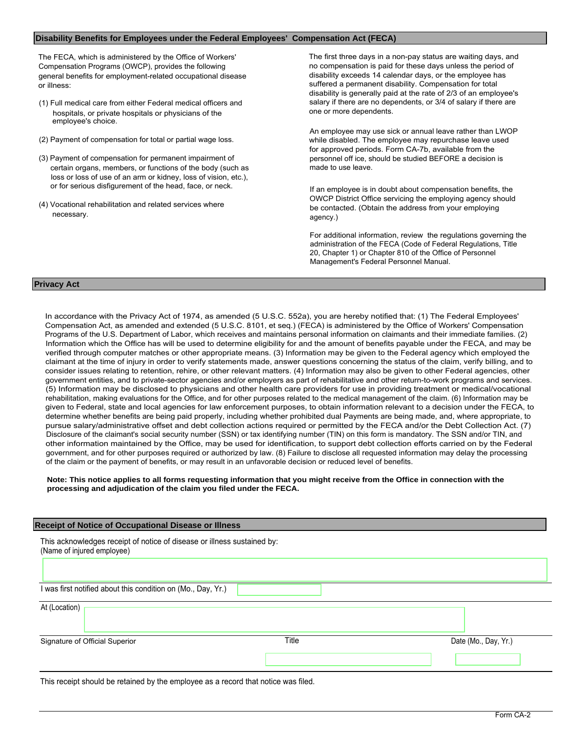## Disability Benefits for Employees under the Federal Employees' Compensation Act (FECA)

The FECA, which is administered by the Office of Workers' Compensation Programs (OWCP), provides the following general benefits for employment-related occupational disease or illness:

(1) Full medical care from either Federal medical officers and hospitals, or private hospitals or physicians of the employee's choice.

(2) Payment of compensation for total or partial wage loss.

(3) Payment of compensation for permanent impairment of certain organs, members, or functions of the body (such as loss or loss of use of an arm or kidney, loss of vision, etc.), or for serious disfigurement of the head, face, or neck.

(4) Vocational rehabilitation and related services where necessary.

The first three days in a non-pay status are waiting days, and no compensation is paid for these days unless the period of disability exceeds 14 calendar days, or the employee has suffered a permanent disability. Compensation for total disability is generally paid at the rate of 2/3 of an employee's salary if there are no dependents, or 3/4 of salary if there are one or more dependents.

An employee may use sick or annual leave rather than LWOP while disabled. The employee may repurchase leave used for approved periods. Form CA-7b, available from the personnel off ice, should be studied BEFORE a decision is made to use leave.

If an employee is in doubt about compensation benefits, the OWCP District Office servicing the employing agency should be contacted. (Obtain the address from your employing agency.)

For additional information, review the regulations governing the administration of the FECA (Code of Federal Regulations, Title 20, Chapter 1) or Chapter 810 of the Office of Personnel Management's Federal Personnel Manual.

## Privacy Act

In accordance with the Privacy Act of 1974, as amended (5 U.S.C. 552a), you are hereby notified that: (1) The Federal Employees' Compensation Act, as amended and extended (5 U.S.C. 8101, et seq.) (FECA) is administered by the Office of Workers' Compensation Programs of the U.S. Department of Labor, which receives and maintains personal information on claimants and their immediate families. (2) Information which the Office has will be used to determine eligibility for and the amount of benefits payable under the FECA, and may be verified through computer matches or other appropriate means. (3) Information may be given to the Federal agency which employed the claimant at the time of injury in order to verify statements made, answer questions concerning the status of the claim, verify billing, and to consider issues relating to retention, rehire, or other relevant matters. (4) Information may also be given to other Federal agencies, other government entities, and to private-sector agencies and/or employers as part of rehabilitative and other return-to-work programs and services. (5) Information may be disclosed to physicians and other health care providers for use in providing treatment or medical/vocational rehabilitation, making evaluations for the Office, and for other purposes related to the medical management of the claim. (6) Information may be given to Federal, state and local agencies for law enforcement purposes, to obtain information relevant to a decision under the FECA, to determine whether benefits are being paid properly, including whether prohibited dual Payments are being made, and, where appropriate, to pursue salary/administrative offset and debt collection actions required or permitted by the FECA and/or the Debt Collection Act. (7) Disclosure of the claimant's social security number (SSN) or tax identifying number (TIN) on this form is mandatory. The SSN and/or TIN, and other information maintained by the Office, may be used for identification, to support debt collection efforts carried on by the Federal government, and for other purposes required or authorized by law. (8) Failure to disclose all requested information may delay the processing of the claim or the payment of benefits, or may result in an unfavorable decision or reduced level of benefits.

**Note: This notice applies to all forms requesting information that you might receive from the Office in connection with the processing and adjudication of the claim you filed under the FECA.**

## Receipt of Notice of Occupational Disease or Illness

This acknowledges receipt of notice of disease or illness sustained by:
(Name of injured employee)

I was first notified about this condition on (Mo., Day, Yr.)

At (Location)

| Signature of Official Superior | Title | Date (Mo., Day, Yr.) |
|---|---|---|
| | | |

This receipt should be retained by the employee as a record that notice was filed.

Form CA-2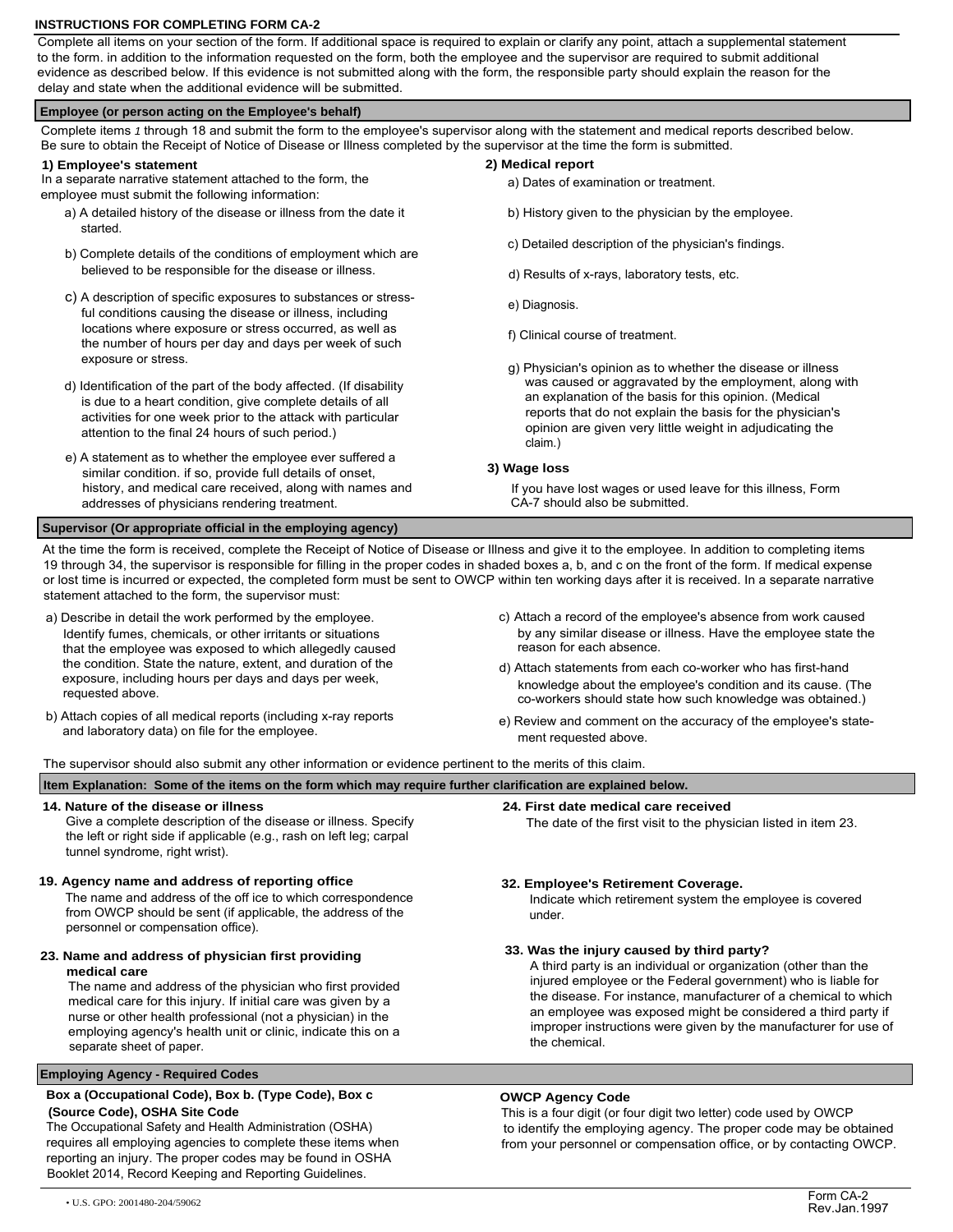# INSTRUCTIONS FOR COMPLETING FORM CA-2

Complete all items on your section of the form. If additional space is required to explain or clarify any point, attach a supplemental statement to the form. in addition to the information requested on the form, both the employee and the supervisor are required to submit additional evidence as described below. If this evidence is not submitted along with the form, the responsible party should explain the reason for the delay and state when the additional evidence will be submitted.

## Employee (or person acting on the Employee's behalf)

Complete items 1 through 18 and submit the form to the employee's supervisor along with the statement and medical reports described below. Be sure to obtain the Receipt of Notice of Disease or Illness completed by the supervisor at the time the form is submitted.

### 1) Employee's statement

In a separate narrative statement attached to the form, the employee must submit the following information:

a) A detailed history of the disease or illness from the date it started.

b) Complete details of the conditions of employment which are believed to be responsible for the disease or illness.

c) A description of specific exposures to substances or stressful conditions causing the disease or illness, including locations where exposure or stress occurred, as well as the number of hours per day and days per week of such exposure or stress.

d) Identification of the part of the body affected. (If disability is due to a heart condition, give complete details of all activities for one week prior to the attack with particular attention to the final 24 hours of such period.)

e) A statement as to whether the employee ever suffered a similar condition. if so, provide full details of onset, history, and medical care received, along with names and addresses of physicians rendering treatment.

### 2) Medical report

a) Dates of examination or treatment.

b) History given to the physician by the employee.

c) Detailed description of the physician's findings.

d) Results of x-rays, laboratory tests, etc.

e) Diagnosis.

f) Clinical course of treatment.

g) Physician's opinion as to whether the disease or illness was caused or aggravated by the employment, along with an explanation of the basis for this opinion. (Medical reports that do not explain the basis for the physician's opinion are given very little weight in adjudicating the claim.)

### 3) Wage loss

If you have lost wages or used leave for this illness, Form CA-7 should also be submitted.

## Supervisor (Or appropriate official in the employing agency)

At the time the form is received, complete the Receipt of Notice of Disease or Illness and give it to the employee. In addition to completing items 19 through 34, the supervisor is responsible for filling in the proper codes in shaded boxes a, b, and c on the front of the form. If medical expense or lost time is incurred or expected, the completed form must be sent to OWCP within ten working days after it is received. In a separate narrative statement attached to the form, the supervisor must:

a) Describe in detail the work performed by the employee. Identify fumes, chemicals, or other irritants or situations that the employee was exposed to which allegedly caused the condition. State the nature, extent, and duration of the exposure, including hours per days and days per week, requested above.

b) Attach copies of all medical reports (including x-ray reports and laboratory data) on file for the employee.

c) Attach a record of the employee's absence from work caused by any similar disease or illness. Have the employee state the reason for each absence.

d) Attach statements from each co-worker who has first-hand knowledge about the employee's condition and its cause. (The co-workers should state how such knowledge was obtained.)

e) Review and comment on the accuracy of the employee's statement requested above.

The supervisor should also submit any other information or evidence pertinent to the merits of this claim.

## Item Explanation: Some of the items on the form which may require further clarification are explained below.

**14. Nature of the disease or illness**
Give a complete description of the disease or illness. Specify the left or right side if applicable (e.g., rash on left leg; carpal tunnel syndrome, right wrist).

**19. Agency name and address of reporting office**
The name and address of the off ice to which correspondence from OWCP should be sent (if applicable, the address of the personnel or compensation office).

**23. Name and address of physician first providing medical care**
The name and address of the physician who first provided medical care for this injury. If initial care was given by a nurse or other health professional (not a physician) in the employing agency's health unit or clinic, indicate this on a separate sheet of paper.

**24. First date medical care received**
The date of the first visit to the physician listed in item 23.

**32. Employee's Retirement Coverage.**
Indicate which retirement system the employee is covered under.

**33. Was the injury caused by third party?**
A third party is an individual or organization (other than the injured employee or the Federal government) who is liable for the disease. For instance, manufacturer of a chemical to which an employee was exposed might be considered a third party if improper instructions were given by the manufacturer for use of the chemical.

## Employing Agency - Required Codes

**Box a (Occupational Code), Box b. (Type Code), Box c (Source Code), OSHA Site Code**
The Occupational Safety and Health Administration (OSHA) requires all employing agencies to complete these items when reporting an injury. The proper codes may be found in OSHA Booklet 2014, Record Keeping and Reporting Guidelines.

**OWCP Agency Code**
This is a four digit (or four digit two letter) code used by OWCP to identify the employing agency. The proper code may be obtained from your personnel or compensation office, or by contacting OWCP.

• U.S. GPO: 2001480-204/59062

Form CA-2
Rev.Jan.1997